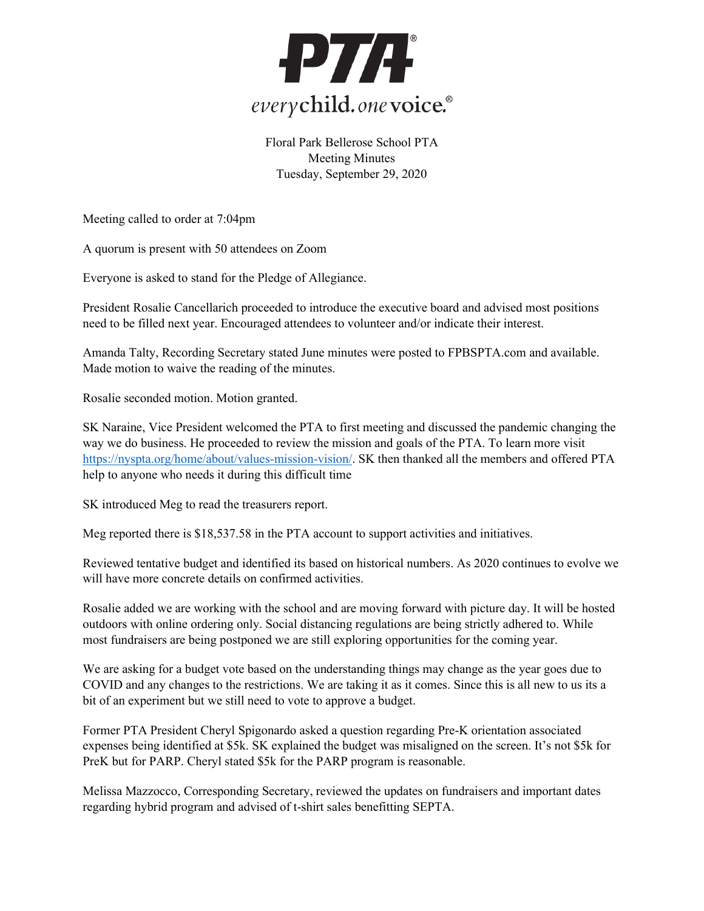**PTA®**

*every* **child.** *one* **voice.**®

Floral Park Bellerose School PTA
Meeting Minutes
Tuesday, September 29, 2020

Meeting called to order at 7:04pm

A quorum is present with 50 attendees on Zoom

Everyone is asked to stand for the Pledge of Allegiance.

President Rosalie Cancellarich proceeded to introduce the executive board and advised most positions need to be filled next year. Encouraged attendees to volunteer and/or indicate their interest.

Amanda Talty, Recording Secretary stated June minutes were posted to FPBSPTA.com and available. Made motion to waive the reading of the minutes.

Rosalie seconded motion. Motion granted.

SK Naraine, Vice President welcomed the PTA to first meeting and discussed the pandemic changing the way we do business. He proceeded to review the mission and goals of the PTA. To learn more visit https://nyspta.org/home/about/values-mission-vision/. SK then thanked all the members and offered PTA help to anyone who needs it during this difficult time

SK introduced Meg to read the treasurers report.

Meg reported there is $18,537.58 in the PTA account to support activities and initiatives.

Reviewed tentative budget and identified its based on historical numbers. As 2020 continues to evolve we will have more concrete details on confirmed activities.

Rosalie added we are working with the school and are moving forward with picture day. It will be hosted outdoors with online ordering only. Social distancing regulations are being strictly adhered to. While most fundraisers are being postponed we are still exploring opportunities for the coming year.

We are asking for a budget vote based on the understanding things may change as the year goes due to COVID and any changes to the restrictions. We are taking it as it comes. Since this is all new to us its a bit of an experiment but we still need to vote to approve a budget.

Former PTA President Cheryl Spigonardo asked a question regarding Pre-K orientation associated expenses being identified at $5k. SK explained the budget was misaligned on the screen. It's not $5k for PreK but for PARP. Cheryl stated $5k for the PARP program is reasonable.

Melissa Mazzocco, Corresponding Secretary, reviewed the updates on fundraisers and important dates regarding hybrid program and advised of t-shirt sales benefitting SEPTA.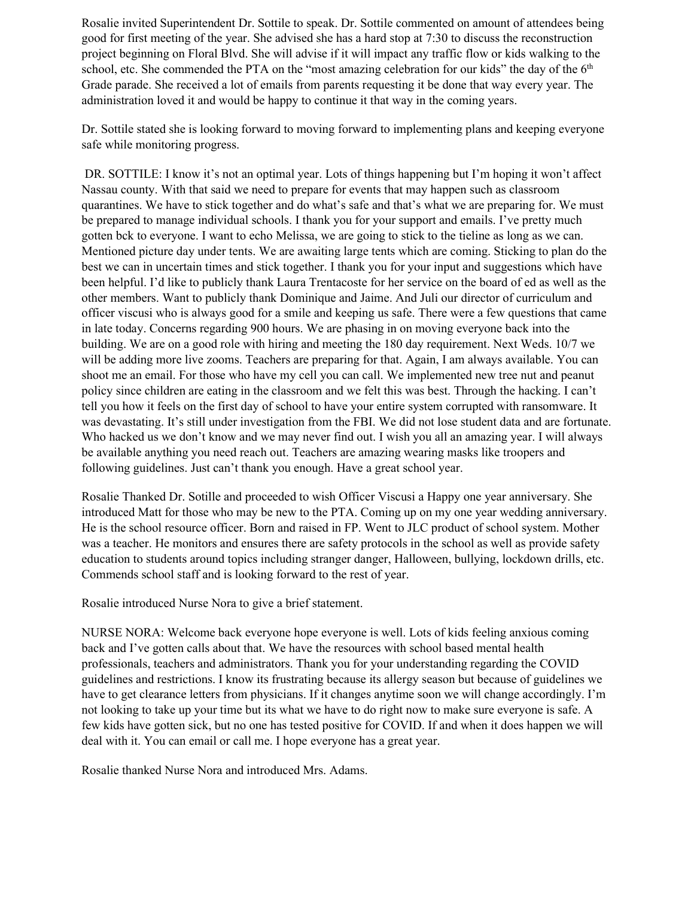Rosalie invited Superintendent Dr. Sottile to speak. Dr. Sottile commented on amount of attendees being good for first meeting of the year. She advised she has a hard stop at 7:30 to discuss the reconstruction project beginning on Floral Blvd. She will advise if it will impact any traffic flow or kids walking to the school, etc. She commended the PTA on the "most amazing celebration for our kids" the day of the 6th Grade parade. She received a lot of emails from parents requesting it be done that way every year. The administration loved it and would be happy to continue it that way in the coming years.

Dr. Sottile stated she is looking forward to moving forward to implementing plans and keeping everyone safe while monitoring progress.

DR. SOTTILE: I know it's not an optimal year. Lots of things happening but I'm hoping it won't affect Nassau county. With that said we need to prepare for events that may happen such as classroom quarantines. We have to stick together and do what's safe and that's what we are preparing for. We must be prepared to manage individual schools. I thank you for your support and emails. I've pretty much gotten bck to everyone. I want to echo Melissa, we are going to stick to the tieline as long as we can. Mentioned picture day under tents. We are awaiting large tents which are coming. Sticking to plan do the best we can in uncertain times and stick together. I thank you for your input and suggestions which have been helpful. I'd like to publicly thank Laura Trentacoste for her service on the board of ed as well as the other members. Want to publicly thank Dominique and Jaime. And Juli our director of curriculum and officer viscusi who is always good for a smile and keeping us safe. There were a few questions that came in late today. Concerns regarding 900 hours. We are phasing in on moving everyone back into the building. We are on a good role with hiring and meeting the 180 day requirement. Next Weds. 10/7 we will be adding more live zooms. Teachers are preparing for that. Again, I am always available. You can shoot me an email. For those who have my cell you can call. We implemented new tree nut and peanut policy since children are eating in the classroom and we felt this was best. Through the hacking. I can't tell you how it feels on the first day of school to have your entire system corrupted with ransomware. It was devastating. It's still under investigation from the FBI. We did not lose student data and are fortunate. Who hacked us we don't know and we may never find out. I wish you all an amazing year. I will always be available anything you need reach out. Teachers are amazing wearing masks like troopers and following guidelines. Just can't thank you enough. Have a great school year.

Rosalie Thanked Dr. Sotille and proceeded to wish Officer Viscusi a Happy one year anniversary. She introduced Matt for those who may be new to the PTA. Coming up on my one year wedding anniversary. He is the school resource officer. Born and raised in FP. Went to JLC product of school system. Mother was a teacher. He monitors and ensures there are safety protocols in the school as well as provide safety education to students around topics including stranger danger, Halloween, bullying, lockdown drills, etc. Commends school staff and is looking forward to the rest of year.

Rosalie introduced Nurse Nora to give a brief statement.

NURSE NORA: Welcome back everyone hope everyone is well. Lots of kids feeling anxious coming back and I've gotten calls about that. We have the resources with school based mental health professionals, teachers and administrators. Thank you for your understanding regarding the COVID guidelines and restrictions. I know its frustrating because its allergy season but because of guidelines we have to get clearance letters from physicians. If it changes anytime soon we will change accordingly. I'm not looking to take up your time but its what we have to do right now to make sure everyone is safe. A few kids have gotten sick, but no one has tested positive for COVID. If and when it does happen we will deal with it. You can email or call me. I hope everyone has a great year.

Rosalie thanked Nurse Nora and introduced Mrs. Adams.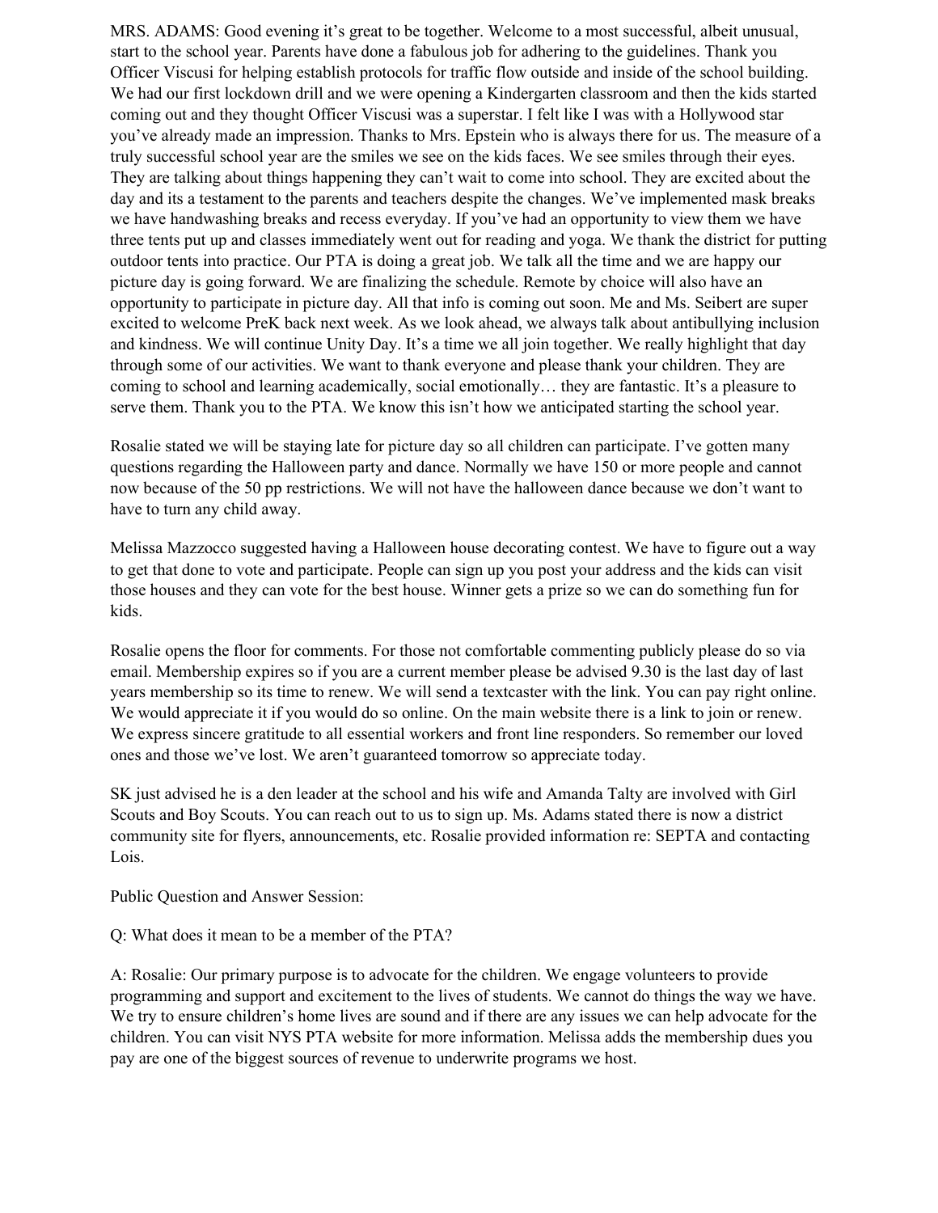MRS. ADAMS: Good evening it's great to be together. Welcome to a most successful, albeit unusual, start to the school year. Parents have done a fabulous job for adhering to the guidelines. Thank you Officer Viscusi for helping establish protocols for traffic flow outside and inside of the school building. We had our first lockdown drill and we were opening a Kindergarten classroom and then the kids started coming out and they thought Officer Viscusi was a superstar. I felt like I was with a Hollywood star you've already made an impression. Thanks to Mrs. Epstein who is always there for us. The measure of a truly successful school year are the smiles we see on the kids faces. We see smiles through their eyes. They are talking about things happening they can't wait to come into school. They are excited about the day and its a testament to the parents and teachers despite the changes. We've implemented mask breaks we have handwashing breaks and recess everyday. If you've had an opportunity to view them we have three tents put up and classes immediately went out for reading and yoga. We thank the district for putting outdoor tents into practice. Our PTA is doing a great job. We talk all the time and we are happy our picture day is going forward. We are finalizing the schedule. Remote by choice will also have an opportunity to participate in picture day. All that info is coming out soon. Me and Ms. Seibert are super excited to welcome PreK back next week. As we look ahead, we always talk about antibullying inclusion and kindness. We will continue Unity Day. It's a time we all join together. We really highlight that day through some of our activities. We want to thank everyone and please thank your children. They are coming to school and learning academically, social emotionally… they are fantastic. It's a pleasure to serve them. Thank you to the PTA. We know this isn't how we anticipated starting the school year.

Rosalie stated we will be staying late for picture day so all children can participate. I've gotten many questions regarding the Halloween party and dance. Normally we have 150 or more people and cannot now because of the 50 pp restrictions. We will not have the halloween dance because we don't want to have to turn any child away.

Melissa Mazzocco suggested having a Halloween house decorating contest. We have to figure out a way to get that done to vote and participate. People can sign up you post your address and the kids can visit those houses and they can vote for the best house. Winner gets a prize so we can do something fun for kids.

Rosalie opens the floor for comments. For those not comfortable commenting publicly please do so via email. Membership expires so if you are a current member please be advised 9.30 is the last day of last years membership so its time to renew. We will send a textcaster with the link. You can pay right online. We would appreciate it if you would do so online. On the main website there is a link to join or renew. We express sincere gratitude to all essential workers and front line responders. So remember our loved ones and those we've lost. We aren't guaranteed tomorrow so appreciate today.

SK just advised he is a den leader at the school and his wife and Amanda Talty are involved with Girl Scouts and Boy Scouts. You can reach out to us to sign up. Ms. Adams stated there is now a district community site for flyers, announcements, etc. Rosalie provided information re: SEPTA and contacting Lois.

Public Question and Answer Session:

Q: What does it mean to be a member of the PTA?

A: Rosalie: Our primary purpose is to advocate for the children. We engage volunteers to provide programming and support and excitement to the lives of students. We cannot do things the way we have. We try to ensure children's home lives are sound and if there are any issues we can help advocate for the children. You can visit NYS PTA website for more information. Melissa adds the membership dues you pay are one of the biggest sources of revenue to underwrite programs we host.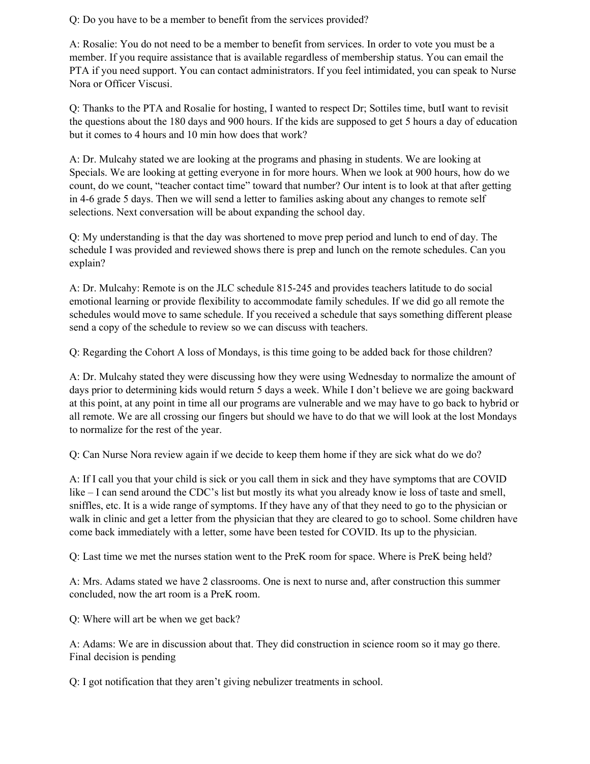Q: Do you have to be a member to benefit from the services provided?

A: Rosalie: You do not need to be a member to benefit from services. In order to vote you must be a member. If you require assistance that is available regardless of membership status. You can email the PTA if you need support. You can contact administrators. If you feel intimidated, you can speak to Nurse Nora or Officer Viscusi.

Q: Thanks to the PTA and Rosalie for hosting, I wanted to respect Dr; Sottiles time, butI want to revisit the questions about the 180 days and 900 hours. If the kids are supposed to get 5 hours a day of education but it comes to 4 hours and 10 min how does that work?

A: Dr. Mulcahy stated we are looking at the programs and phasing in students. We are looking at Specials. We are looking at getting everyone in for more hours. When we look at 900 hours, how do we count, do we count, "teacher contact time" toward that number? Our intent is to look at that after getting in 4-6 grade 5 days. Then we will send a letter to families asking about any changes to remote self selections. Next conversation will be about expanding the school day.

Q: My understanding is that the day was shortened to move prep period and lunch to end of day. The schedule I was provided and reviewed shows there is prep and lunch on the remote schedules. Can you explain?

A: Dr. Mulcahy: Remote is on the JLC schedule 815-245 and provides teachers latitude to do social emotional learning or provide flexibility to accommodate family schedules. If we did go all remote the schedules would move to same schedule. If you received a schedule that says something different please send a copy of the schedule to review so we can discuss with teachers.

Q: Regarding the Cohort A loss of Mondays, is this time going to be added back for those children?

A: Dr. Mulcahy stated they were discussing how they were using Wednesday to normalize the amount of days prior to determining kids would return 5 days a week. While I don't believe we are going backward at this point, at any point in time all our programs are vulnerable and we may have to go back to hybrid or all remote. We are all crossing our fingers but should we have to do that we will look at the lost Mondays to normalize for the rest of the year.

Q: Can Nurse Nora review again if we decide to keep them home if they are sick what do we do?

A: If I call you that your child is sick or you call them in sick and they have symptoms that are COVID like – I can send around the CDC's list but mostly its what you already know ie loss of taste and smell, sniffles, etc. It is a wide range of symptoms. If they have any of that they need to go to the physician or walk in clinic and get a letter from the physician that they are cleared to go to school. Some children have come back immediately with a letter, some have been tested for COVID. Its up to the physician.

Q: Last time we met the nurses station went to the PreK room for space. Where is PreK being held?

A: Mrs. Adams stated we have 2 classrooms. One is next to nurse and, after construction this summer concluded, now the art room is a PreK room.

Q: Where will art be when we get back?

A: Adams: We are in discussion about that. They did construction in science room so it may go there. Final decision is pending

Q: I got notification that they aren't giving nebulizer treatments in school.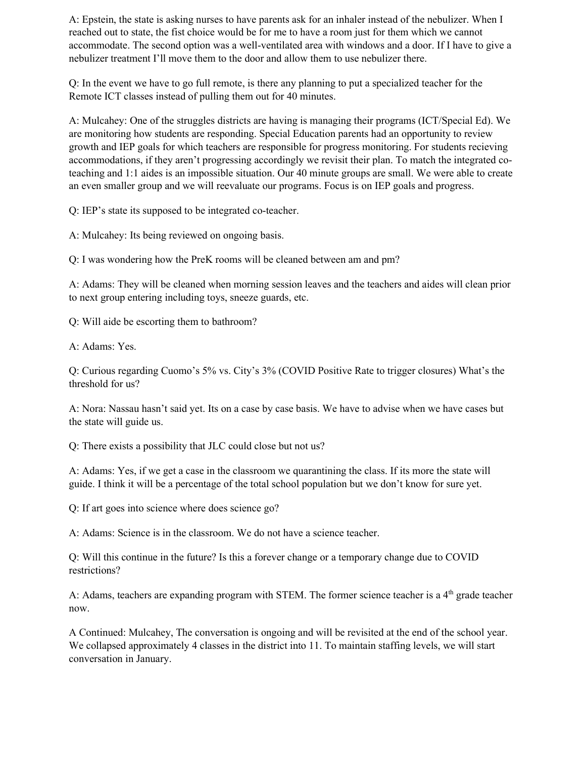A: Epstein, the state is asking nurses to have parents ask for an inhaler instead of the nebulizer. When I reached out to state, the fist choice would be for me to have a room just for them which we cannot accommodate. The second option was a well-ventilated area with windows and a door. If I have to give a nebulizer treatment I'll move them to the door and allow them to use nebulizer there.

Q: In the event we have to go full remote, is there any planning to put a specialized teacher for the Remote ICT classes instead of pulling them out for 40 minutes.

A: Mulcahey: One of the struggles districts are having is managing their programs (ICT/Special Ed). We are monitoring how students are responding. Special Education parents had an opportunity to review growth and IEP goals for which teachers are responsible for progress monitoring. For students recieving accommodations, if they aren't progressing accordingly we revisit their plan. To match the integrated co-teaching and 1:1 aides is an impossible situation. Our 40 minute groups are small. We were able to create an even smaller group and we will reevaluate our programs. Focus is on IEP goals and progress.

Q: IEP's state its supposed to be integrated co-teacher.

A: Mulcahey: Its being reviewed on ongoing basis.

Q: I was wondering how the PreK rooms will be cleaned between am and pm?

A: Adams: They will be cleaned when morning session leaves and the teachers and aides will clean prior to next group entering including toys, sneeze guards, etc.

Q: Will aide be escorting them to bathroom?

A: Adams: Yes.

Q: Curious regarding Cuomo's 5% vs. City's 3% (COVID Positive Rate to trigger closures) What's the threshold for us?

A: Nora: Nassau hasn't said yet. Its on a case by case basis. We have to advise when we have cases but the state will guide us.

Q: There exists a possibility that JLC could close but not us?

A: Adams: Yes, if we get a case in the classroom we quarantining the class. If its more the state will guide. I think it will be a percentage of the total school population but we don't know for sure yet.

Q: If art goes into science where does science go?

A: Adams: Science is in the classroom. We do not have a science teacher.

Q: Will this continue in the future? Is this a forever change or a temporary change due to COVID restrictions?

A: Adams, teachers are expanding program with STEM. The former science teacher is a 4th grade teacher now.

A Continued: Mulcahey, The conversation is ongoing and will be revisited at the end of the school year. We collapsed approximately 4 classes in the district into 11. To maintain staffing levels, we will start conversation in January.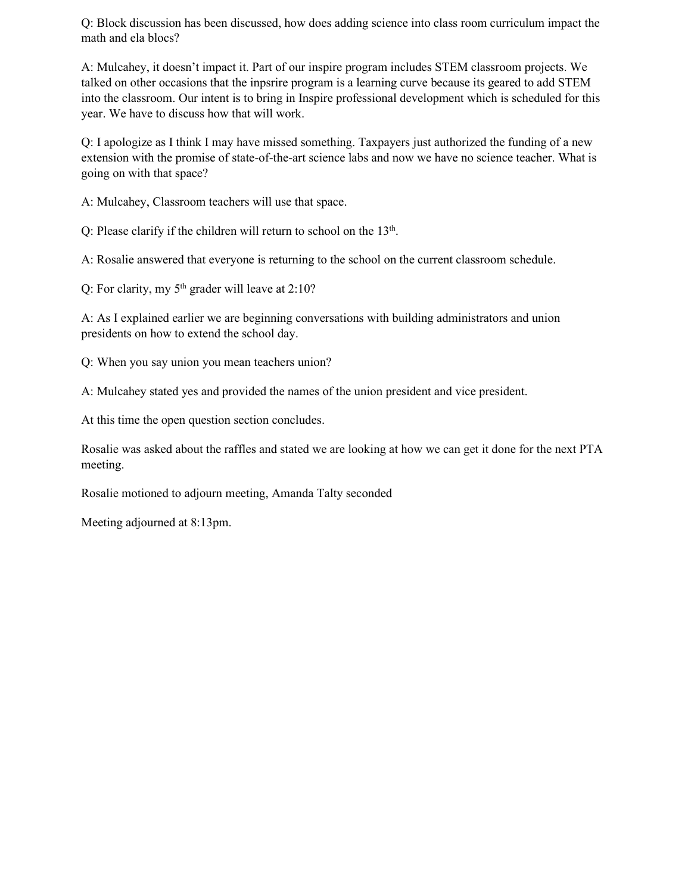Q: Block discussion has been discussed, how does adding science into class room curriculum impact the math and ela blocs?

A: Mulcahey, it doesn't impact it. Part of our inspire program includes STEM classroom projects. We talked on other occasions that the inpsrire program is a learning curve because its geared to add STEM into the classroom. Our intent is to bring in Inspire professional development which is scheduled for this year. We have to discuss how that will work.

Q: I apologize as I think I may have missed something. Taxpayers just authorized the funding of a new extension with the promise of state-of-the-art science labs and now we have no science teacher. What is going on with that space?

A: Mulcahey, Classroom teachers will use that space.

Q: Please clarify if the children will return to school on the 13th.

A: Rosalie answered that everyone is returning to the school on the current classroom schedule.

Q: For clarity, my 5th grader will leave at 2:10?

A: As I explained earlier we are beginning conversations with building administrators and union presidents on how to extend the school day.

Q: When you say union you mean teachers union?

A: Mulcahey stated yes and provided the names of the union president and vice president.

At this time the open question section concludes.

Rosalie was asked about the raffles and stated we are looking at how we can get it done for the next PTA meeting.

Rosalie motioned to adjourn meeting, Amanda Talty seconded

Meeting adjourned at 8:13pm.